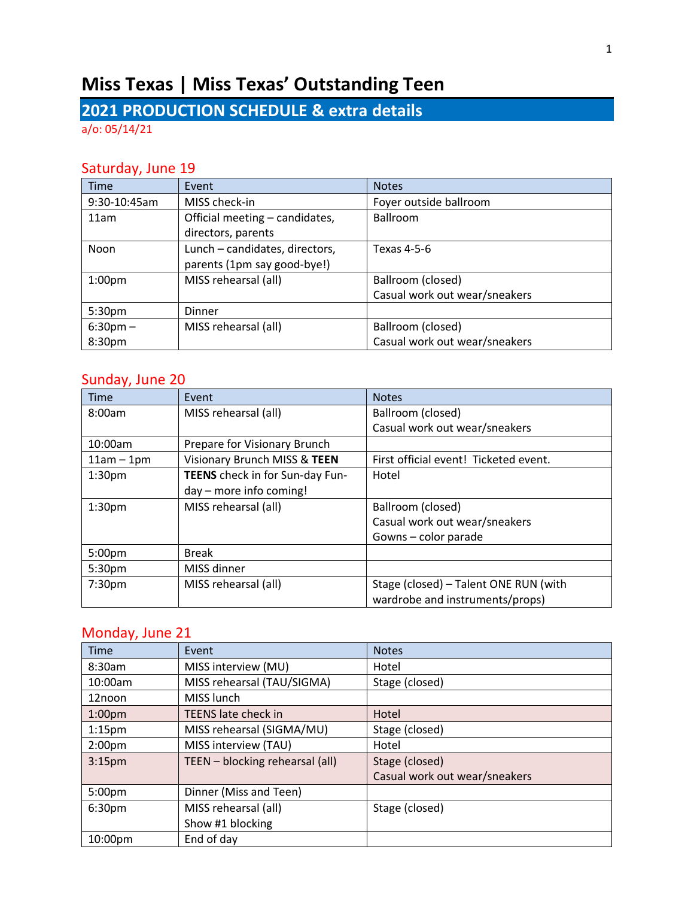# Miss Texas | Miss Texas' Outstanding Teen

## 2021 PRODUCTION SCHEDULE & extra details

a/o: 05/14/21

### Saturday, June 19

| Time | Event | Notes |
|---|---|---|
| 9:30-10:45am | MISS check-in | Foyer outside ballroom |
| 11am | Official meeting – candidates, directors, parents | Ballroom |
| Noon | Lunch – candidates, directors, parents (1pm say good-bye!) | Texas 4-5-6 |
| 1:00pm | MISS rehearsal (all) | Ballroom (closed)<br>Casual work out wear/sneakers |
| 5:30pm | Dinner | |
| 6:30pm – 8:30pm | MISS rehearsal (all) | Ballroom (closed)<br>Casual work out wear/sneakers |

### Sunday, June 20

| Time | Event | Notes |
|---|---|---|
| 8:00am | MISS rehearsal (all) | Ballroom (closed)<br>Casual work out wear/sneakers |
| 10:00am | Prepare for Visionary Brunch | |
| 11am – 1pm | Visionary Brunch MISS & **TEEN** | First official event! Ticketed event. |
| 1:30pm | **TEENS** check in for Sun-day Fun-day – more info coming! | Hotel |
| 1:30pm | MISS rehearsal (all) | Ballroom (closed)<br>Casual work out wear/sneakers<br>Gowns – color parade |
| 5:00pm | Break | |
| 5:30pm | MISS dinner | |
| 7:30pm | MISS rehearsal (all) | Stage (closed) – Talent ONE RUN (with wardrobe and instruments/props) |

### Monday, June 21

| Time | Event | Notes |
|---|---|---|
| 8:30am | MISS interview (MU) | Hotel |
| 10:00am | MISS rehearsal (TAU/SIGMA) | Stage (closed) |
| 12noon | MISS lunch | |
| 1:00pm | TEENS late check in | Hotel |
| 1:15pm | MISS rehearsal (SIGMA/MU) | Stage (closed) |
| 2:00pm | MISS interview (TAU) | Hotel |
| 3:15pm | TEEN – blocking rehearsal (all) | Stage (closed)<br>Casual work out wear/sneakers |
| 5:00pm | Dinner (Miss and Teen) | |
| 6:30pm | MISS rehearsal (all)<br>Show #1 blocking | Stage (closed) |
| 10:00pm | End of day | |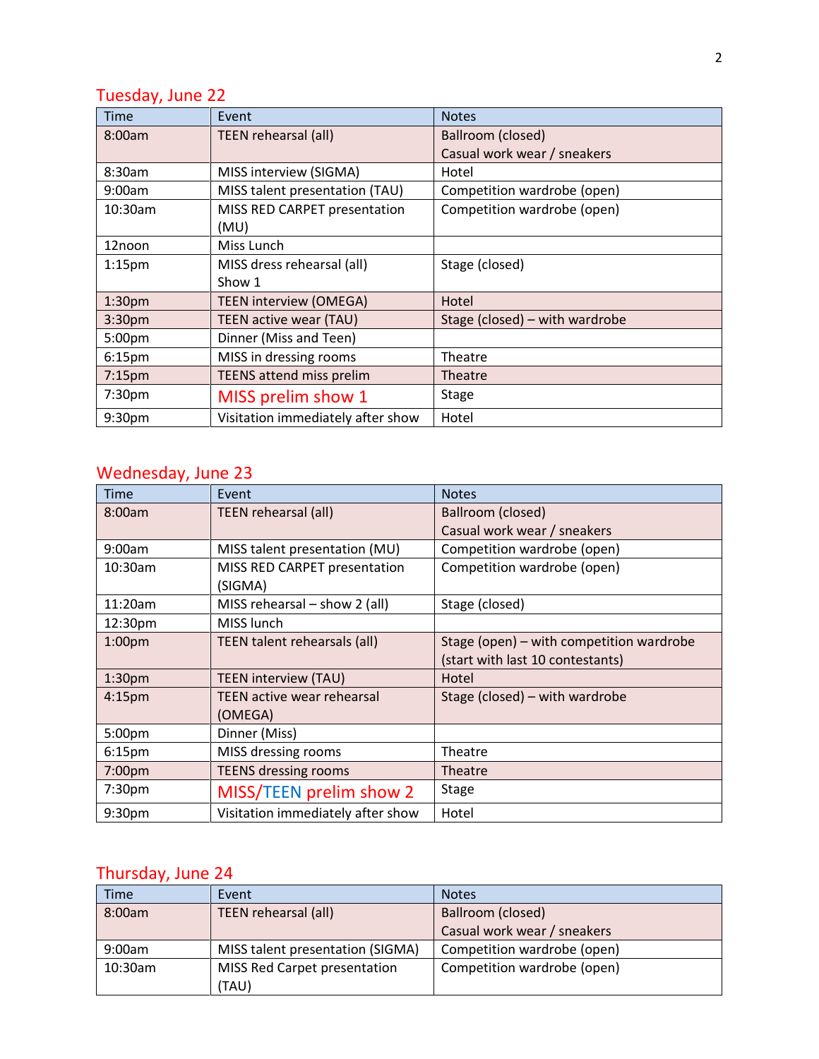## Tuesday, June 22

| Time | Event | Notes |
|---|---|---|
| 8:00am | TEEN rehearsal (all) | Ballroom (closed)<br>Casual work wear / sneakers |
| 8:30am | MISS interview (SIGMA) | Hotel |
| 9:00am | MISS talent presentation (TAU) | Competition wardrobe (open) |
| 10:30am | MISS RED CARPET presentation (MU) | Competition wardrobe (open) |
| 12noon | Miss Lunch | |
| 1:15pm | MISS dress rehearsal (all)<br>Show 1 | Stage (closed) |
| 1:30pm | TEEN interview (OMEGA) | Hotel |
| 3:30pm | TEEN active wear (TAU) | Stage (closed) – with wardrobe |
| 5:00pm | Dinner (Miss and Teen) | |
| 6:15pm | MISS in dressing rooms | Theatre |
| 7:15pm | TEENS attend miss prelim | Theatre |
| 7:30pm | MISS prelim show 1 | Stage |
| 9:30pm | Visitation immediately after show | Hotel |

## Wednesday, June 23

| Time | Event | Notes |
|---|---|---|
| 8:00am | TEEN rehearsal (all) | Ballroom (closed)<br>Casual work wear / sneakers |
| 9:00am | MISS talent presentation (MU) | Competition wardrobe (open) |
| 10:30am | MISS RED CARPET presentation (SIGMA) | Competition wardrobe (open) |
| 11:20am | MISS rehearsal – show 2 (all) | Stage (closed) |
| 12:30pm | MISS lunch | |
| 1:00pm | TEEN talent rehearsals (all) | Stage (open) – with competition wardrobe<br>(start with last 10 contestants) |
| 1:30pm | TEEN interview (TAU) | Hotel |
| 4:15pm | TEEN active wear rehearsal (OMEGA) | Stage (closed) – with wardrobe |
| 5:00pm | Dinner (Miss) | |
| 6:15pm | MISS dressing rooms | Theatre |
| 7:00pm | TEENS dressing rooms | Theatre |
| 7:30pm | MISS/TEEN prelim show 2 | Stage |
| 9:30pm | Visitation immediately after show | Hotel |

## Thursday, June 24

| Time | Event | Notes |
|---|---|---|
| 8:00am | TEEN rehearsal (all) | Ballroom (closed)<br>Casual work wear / sneakers |
| 9:00am | MISS talent presentation (SIGMA) | Competition wardrobe (open) |
| 10:30am | MISS Red Carpet presentation (TAU) | Competition wardrobe (open) |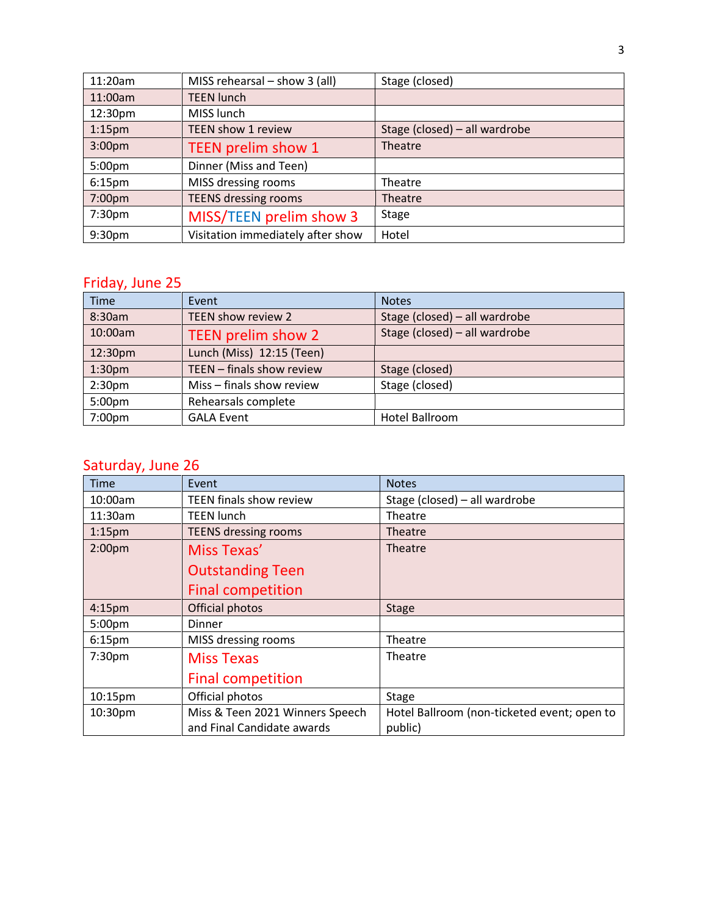| | | |
|---|---|---|
| 11:20am | MISS rehearsal – show 3 (all) | Stage (closed) |
| 11:00am | TEEN lunch | |
| 12:30pm | MISS lunch | |
| 1:15pm | TEEN show 1 review | Stage (closed) – all wardrobe |
| 3:00pm | TEEN prelim show 1 | Theatre |
| 5:00pm | Dinner (Miss and Teen) | |
| 6:15pm | MISS dressing rooms | Theatre |
| 7:00pm | TEENS dressing rooms | Theatre |
| 7:30pm | MISS/TEEN prelim show 3 | Stage |
| 9:30pm | Visitation immediately after show | Hotel |

## Friday, June 25

| Time | Event | Notes |
|---|---|---|
| 8:30am | TEEN show review 2 | Stage (closed) – all wardrobe |
| 10:00am | TEEN prelim show 2 | Stage (closed) – all wardrobe |
| 12:30pm | Lunch (Miss) 12:15 (Teen) | |
| 1:30pm | TEEN – finals show review | Stage (closed) |
| 2:30pm | Miss – finals show review | Stage (closed) |
| 5:00pm | Rehearsals complete | |
| 7:00pm | GALA Event | Hotel Ballroom |

## Saturday, June 26

| Time | Event | Notes |
|---|---|---|
| 10:00am | TEEN finals show review | Stage (closed) – all wardrobe |
| 11:30am | TEEN lunch | Theatre |
| 1:15pm | TEENS dressing rooms | Theatre |
| 2:00pm | Miss Texas' Outstanding Teen Final competition | Theatre |
| 4:15pm | Official photos | Stage |
| 5:00pm | Dinner | |
| 6:15pm | MISS dressing rooms | Theatre |
| 7:30pm | Miss Texas Final competition | Theatre |
| 10:15pm | Official photos | Stage |
| 10:30pm | Miss & Teen 2021 Winners Speech and Final Candidate awards | Hotel Ballroom (non-ticketed event; open to public) |